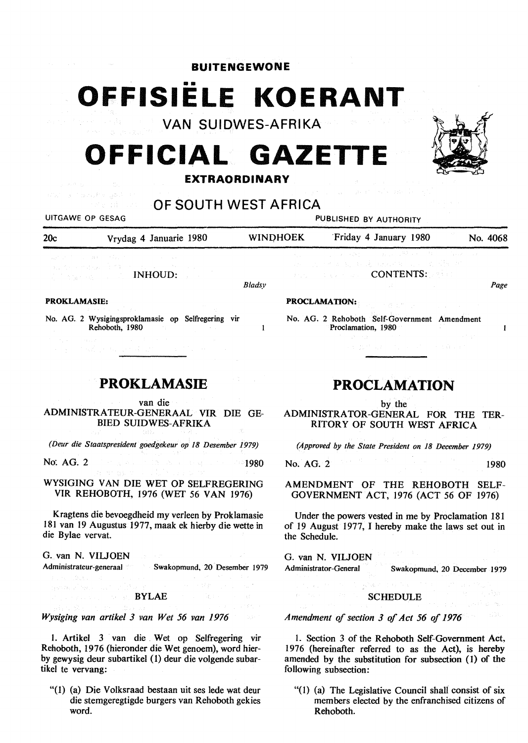**BUITENGEWONE**

# OFFISIËLE KOERANT

VAN SUIDWES-AFRIKA

# OFFICIAL GAZETTE

**EXTRAORDINARY**

## OF SOUTH WEST AFRICA

UITGAWE OP GESAG — PUBLISHED BY AUTHORITY

| 20c | Vrydag 4 Januarie 1980 | WINDHOEK | Friday 4 January 1980 | No. 4068 |
|---|---|---|---|---|

INHOUD:

*Bladsy*

**PROKLAMASIE:**

No. AG. 2 Wysigingsproklamasie op Selfregering vir Rehoboth, 1980 — 1

CONTENTS:

*Page*

**PROCLAMATION:**

No. AG. 2 Rehoboth Self-Government Amendment Proclamation, 1980 — 1

## PROKLAMASIE

van die

ADMINISTRATEUR-GENERAAL VIR DIE GEBIED SUIDWES-AFRIKA

*(Deur die Staatspresident goedgekeur op 18 Desember 1979)*

No. AG. 2 — 1980

WYSIGING VAN DIE WET OP SELFREGERING VIR REHOBOTH, 1976 (WET 56 VAN 1976)

Kragtens die bevoegdheid my verleen by Proklamasie 181 van 19 Augustus 1977, maak ek hierby die wette in die Bylae vervat.

G. van N. VILJOEN
Administrateur-generaal — Swakopmund, 20 Desember 1979

BYLAE

*Wysiging van artikel 3 van Wet 56 van 1976*

1. Artikel 3 van die Wet op Selfregering vir Rehoboth, 1976 (hieronder die Wet genoem), word hierby gewysig deur subartikel (1) deur die volgende subartikel te vervang:

"(1) (a) Die Volksraad bestaan uit ses lede wat deur die stemgeregtigde burgers van Rehoboth gekies word.

## PROCLAMATION

by the

ADMINISTRATOR-GENERAL FOR THE TERRITORY OF SOUTH WEST AFRICA

*(Approved by the State President on 18 December 1979)*

No. AG. 2 — 1980

AMENDMENT OF THE REHOBOTH SELF-GOVERNMENT ACT, 1976 (ACT 56 OF 1976)

Under the powers vested in me by Proclamation 181 of 19 August 1977, I hereby make the laws set out in the Schedule.

G. van N. VILJOEN
Administrator-General — Swakopmund, 20 December 1979

SCHEDULE

*Amendment of section 3 of Act 56 of 1976*

1. Section 3 of the Rehoboth Self-Government Act, 1976 (hereinafter referred to as the Act), is hereby amended by the substitution for subsection (1) of the following subsection:

"(1) (a) The Legislative Council shall consist of six members elected by the enfranchised citizens of Rehoboth.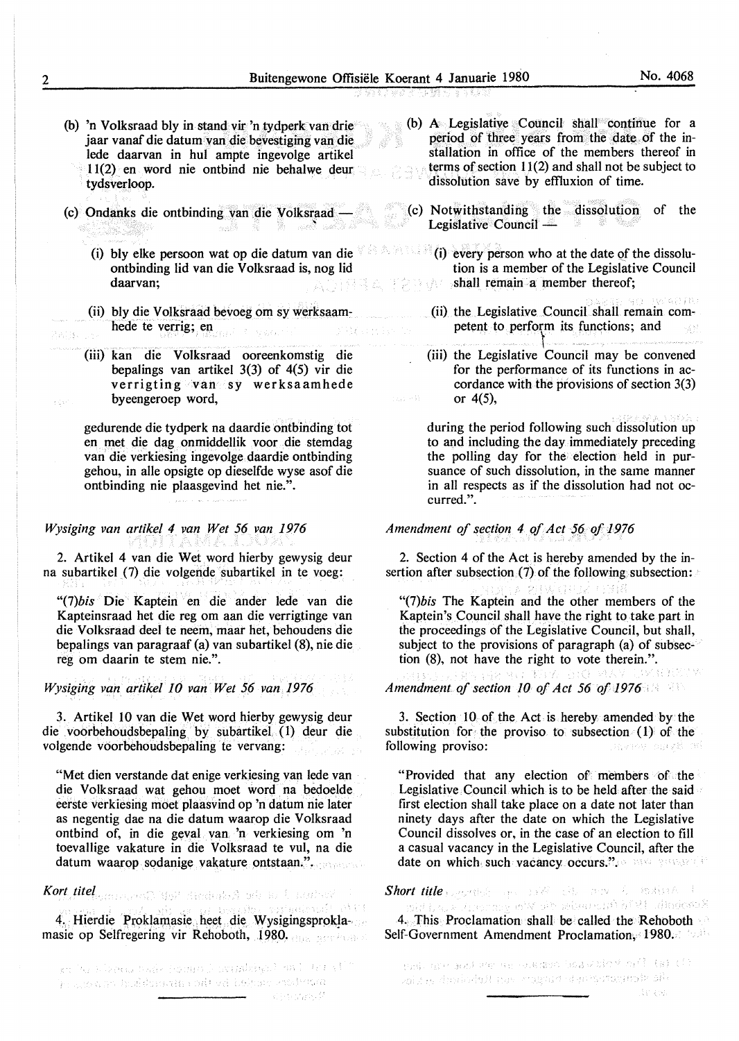(b) 'n Volksraad bly in stand vir 'n tydperk van drie jaar vanaf die datum van die bevestiging van die lede daarvan in hul ampte ingevolge artikel 11(2) en word nie ontbind nie behalwe deur tydsverloop.

(c) Ondanks die ontbinding van die Volksraad —

(i) bly elke persoon wat op die datum van die ontbinding lid van die Volksraad is, nog lid daarvan;

(ii) bly die Volksraad bevoeg om sy werksaamhede te verrig; en

(iii) kan die Volksraad ooreenkomstig die bepalings van artikel 3(3) of 4(5) vir die verrigting van sy werksaamhede byeengeroep word,

gedurende die tydperk na daardie ontbinding tot en met die dag onmiddellik voor die stemdag van die verkiesing ingevolge daardie ontbinding gehou, in alle opsigte op dieselfde wyse asof die ontbinding nie plaasgevind het nie.".

*Wysiging van artikel 4 van Wet 56 van 1976*

2. Artikel 4 van die Wet word hierby gewysig deur na subartikel (7) die volgende subartikel in te voeg:

"(7)*bis* Die Kaptein en die ander lede van die Kapteinsraad het die reg om aan die verrigtinge van die Volksraad deel te neem, maar het, behoudens die bepalings van paragraaf (a) van subartikel (8), nie die reg om daarin te stem nie.".

*Wysiging van artikel 10 van Wet 56 van 1976*

3. Artikel 10 van die Wet word hierby gewysig deur die voorbehoudsbepaling by subartikel (1) deur die volgende voorbehoudsbepaling te vervang:

"Met dien verstande dat enige verkiesing van lede van die Volksraad wat gehou moet word na bedoelde eerste verkiesing moet plaasvind op 'n datum nie later as negentig dae na die datum waarop die Volksraad ontbind of, in die geval van 'n verkiesing om 'n toevallige vakature in die Volksraad te vul, na die datum waarop sodanige vakature ontstaan.".

*Kort titel*

4. Hierdie Proklamasie heet die Wysigingsproklamasie op Selfregering vir Rehoboth, 1980.

(b) A Legislative Council shall continue for a period of three years from the date of the installation in office of the members thereof in terms of section 11(2) and shall not be subject to dissolution save by effluxion of time.

(c) Notwithstanding the dissolution of the Legislative Council —

(i) every person who at the date of the dissolution is a member of the Legislative Council shall remain a member thereof;

(ii) the Legislative Council shall remain competent to perform its functions; and

(iii) the Legislative Council may be convened for the performance of its functions in accordance with the provisions of section 3(3) or 4(5),

during the period following such dissolution up to and including the day immediately preceding the polling day for the election held in pursuance of such dissolution, in the same manner in all respects as if the dissolution had not occurred.".

*Amendment of section 4 of Act 56 of 1976*

2. Section 4 of the Act is hereby amended by the insertion after subsection (7) of the following subsection:

"(7)*bis* The Kaptein and the other members of the Kaptein's Council shall have the right to take part in the proceedings of the Legislative Council, but shall, subject to the provisions of paragraph (a) of subsection (8), not have the right to vote therein.".

*Amendment of section 10 of Act 56 of 1976*

3. Section 10 of the Act is hereby amended by the substitution for the proviso to subsection (1) of the following proviso:

"Provided that any election of members of the Legislative Council which is to be held after the said first election shall take place on a date not later than ninety days after the date on which the Legislative Council dissolves or, in the case of an election to fill a casual vacancy in the Legislative Council, after the date on which such vacancy occurs.".

*Short title*

4. This Proclamation shall be called the Rehoboth Self-Government Amendment Proclamation, 1980.